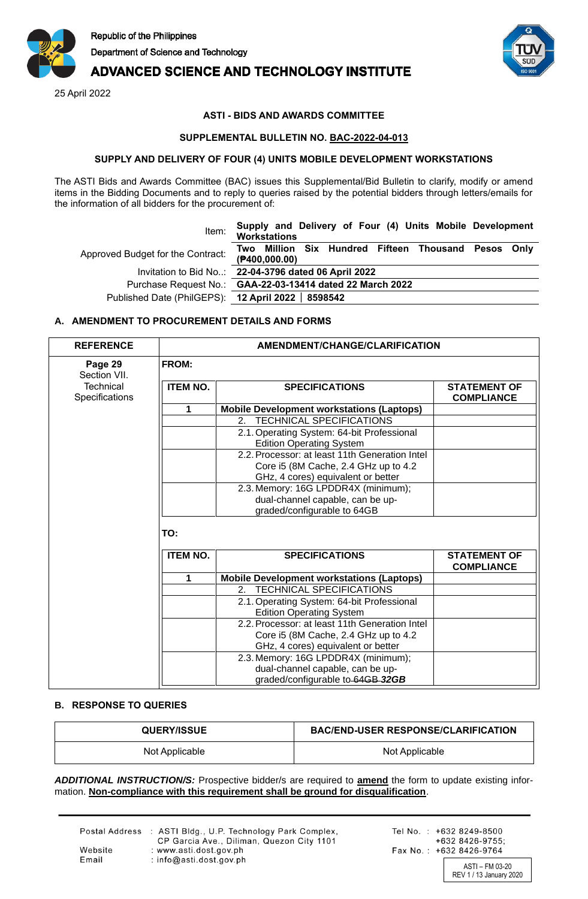Republic of the Philippines
Department of Science and Technology
**ADVANCED SCIENCE AND TECHNOLOGY INSTITUTE**

25 April 2022

**ASTI - BIDS AND AWARDS COMMITTEE**

**SUPPLEMENTAL BULLETIN NO. BAC-2022-04-013**

**SUPPLY AND DELIVERY OF FOUR (4) UNITS MOBILE DEVELOPMENT WORKSTATIONS**

The ASTI Bids and Awards Committee (BAC) issues this Supplemental/Bid Bulletin to clarify, modify or amend items in the Bidding Documents and to reply to queries raised by the potential bidders through letters/emails for the information of all bidders for the procurement of:

| | |
|---|---|
| Item: | **Supply and Delivery of Four (4) Units Mobile Development Workstations** |
| Approved Budget for the Contract: | **Two Million Six Hundred Fifteen Thousand Pesos Only (₱400,000.00)** |
| Invitation to Bid No..: | **22-04-3796 dated 06 April 2022** |
| Purchase Request No.: | **GAA-22-03-13414 dated 22 March 2022** |
| Published Date (PhilGEPS): | **12 April 2022 │ 8598542** |

## A. AMENDMENT TO PROCUREMENT DETAILS AND FORMS

| REFERENCE | AMENDMENT/CHANGE/CLARIFICATION | | |
|---|---|---|---|
| **Page 29** Section VII. Technical Specifications | **FROM:** | | |
| | **ITEM NO.** | **SPECIFICATIONS** | **STATEMENT OF COMPLIANCE** |
| | **1** | **Mobile Development workstations (Laptops)** | |
| | | 2. TECHNICAL SPECIFICATIONS | |
| | | 2.1. Operating System: 64-bit Professional Edition Operating System | |
| | | 2.2. Processor: at least 11th Generation Intel Core i5 (8M Cache, 2.4 GHz up to 4.2 GHz, 4 cores) equivalent or better | |
| | | 2.3. Memory: 16G LPDDR4X (minimum); dual-channel capable, can be up-graded/configurable to 64GB | |
| | **TO:** | | |
| | **ITEM NO.** | **SPECIFICATIONS** | **STATEMENT OF COMPLIANCE** |
| | **1** | **Mobile Development workstations (Laptops)** | |
| | | 2. TECHNICAL SPECIFICATIONS | |
| | | 2.1. Operating System: 64-bit Professional Edition Operating System | |
| | | 2.2. Processor: at least 11th Generation Intel Core i5 (8M Cache, 2.4 GHz up to 4.2 GHz, 4 cores) equivalent or better | |
| | | 2.3. Memory: 16G LPDDR4X (minimum); dual-channel capable, can be up-graded/configurable to ~~64GB~~ ***32GB*** | |

## B. RESPONSE TO QUERIES

| QUERY/ISSUE | BAC/END-USER RESPONSE/CLARIFICATION |
|---|---|
| Not Applicable | Not Applicable |

***ADDITIONAL INSTRUCTION/S:*** Prospective bidder/s are required to **amend** the form to update existing information. **Non-compliance with this requirement shall be ground for disqualification**.

Postal Address : ASTI Bldg., U.P. Technology Park Complex, CP Garcia Ave., Diliman, Quezon City 1101
Website : www.asti.dost.gov.ph
Email : info@asti.dost.gov.ph

Tel No. : +632 8249-8500; +632 8426-9755;
Fax No. : +632 8426-9764

ASTI – FM 03-20
REV 1 / 13 January 2020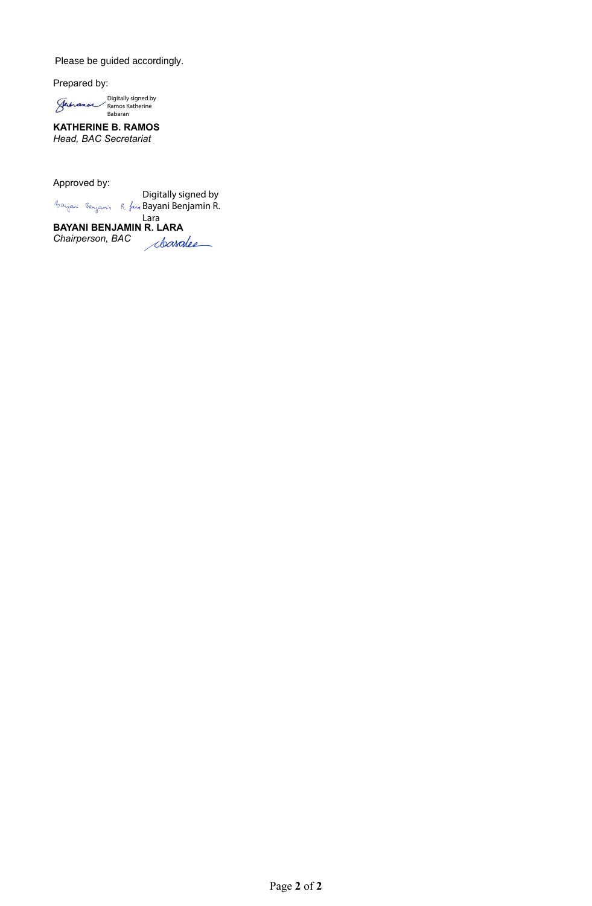Please be guided accordingly.

Prepared by:

Digitally signed by Ramos Katherine Babaran

**KATHERINE B. RAMOS**
*Head, BAC Secretariat*

Approved by:

Digitally signed by Bayani Benjamin R. Lara

**BAYANI BENJAMIN R. LARA**
*Chairperson, BAC*